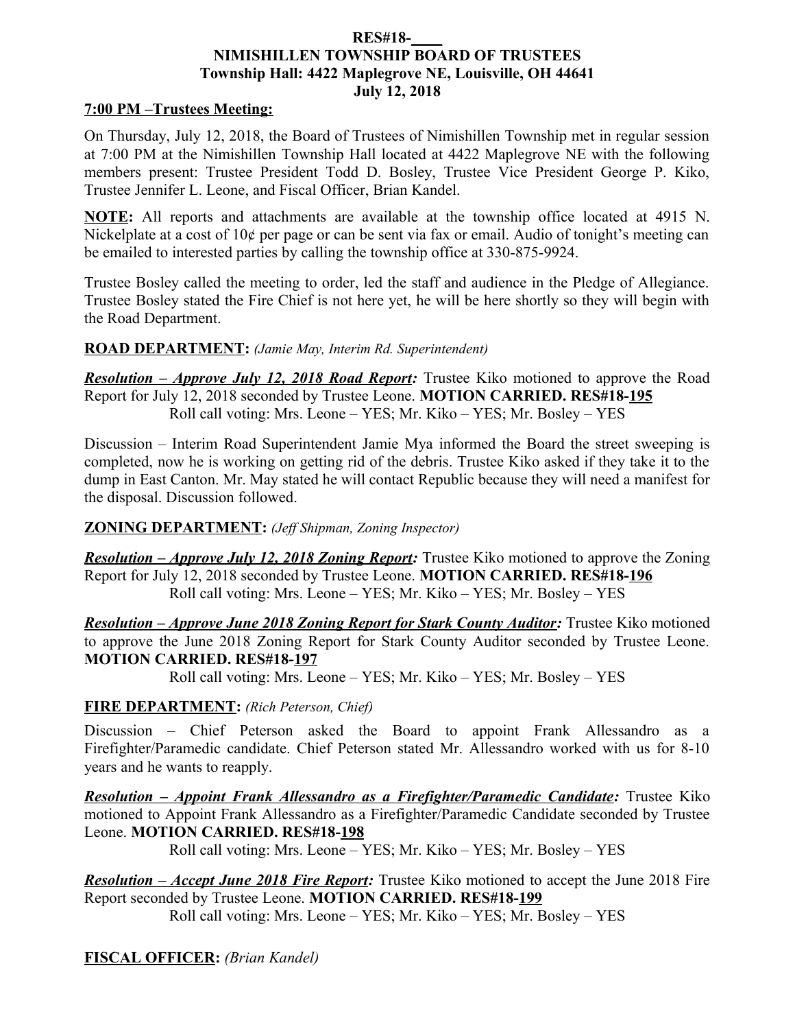**RES#18-\_\_\_\_**
**NIMISHILLEN TOWNSHIP BOARD OF TRUSTEES**
**Township Hall: 4422 Maplegrove NE, Louisville, OH 44641**
**July 12, 2018**

**7:00 PM –Trustees Meeting:**

On Thursday, July 12, 2018, the Board of Trustees of Nimishillen Township met in regular session at 7:00 PM at the Nimishillen Township Hall located at 4422 Maplegrove NE with the following members present: Trustee President Todd D. Bosley, Trustee Vice President George P. Kiko, Trustee Jennifer L. Leone, and Fiscal Officer, Brian Kandel.

**NOTE:** All reports and attachments are available at the township office located at 4915 N. Nickelplate at a cost of 10¢ per page or can be sent via fax or email. Audio of tonight's meeting can be emailed to interested parties by calling the township office at 330-875-9924.

Trustee Bosley called the meeting to order, led the staff and audience in the Pledge of Allegiance. Trustee Bosley stated the Fire Chief is not here yet, he will be here shortly so they will begin with the Road Department.

**ROAD DEPARTMENT:** *(Jamie May, Interim Rd. Superintendent)*

***Resolution – Approve July 12, 2018 Road Report:*** Trustee Kiko motioned to approve the Road Report for July 12, 2018 seconded by Trustee Leone. **MOTION CARRIED. RES#18-195**
Roll call voting: Mrs. Leone – YES; Mr. Kiko – YES; Mr. Bosley – YES

Discussion – Interim Road Superintendent Jamie Mya informed the Board the street sweeping is completed, now he is working on getting rid of the debris. Trustee Kiko asked if they take it to the dump in East Canton. Mr. May stated he will contact Republic because they will need a manifest for the disposal. Discussion followed.

**ZONING DEPARTMENT:** *(Jeff Shipman, Zoning Inspector)*

***Resolution – Approve July 12, 2018 Zoning Report:*** Trustee Kiko motioned to approve the Zoning Report for July 12, 2018 seconded by Trustee Leone. **MOTION CARRIED. RES#18-196**
Roll call voting: Mrs. Leone – YES; Mr. Kiko – YES; Mr. Bosley – YES

***Resolution – Approve June 2018 Zoning Report for Stark County Auditor:*** Trustee Kiko motioned to approve the June 2018 Zoning Report for Stark County Auditor seconded by Trustee Leone. **MOTION CARRIED. RES#18-197**
Roll call voting: Mrs. Leone – YES; Mr. Kiko – YES; Mr. Bosley – YES

**FIRE DEPARTMENT:** *(Rich Peterson, Chief)*

Discussion – Chief Peterson asked the Board to appoint Frank Allessandro as a Firefighter/Paramedic candidate. Chief Peterson stated Mr. Allessandro worked with us for 8-10 years and he wants to reapply.

***Resolution – Appoint Frank Allessandro as a Firefighter/Paramedic Candidate:*** Trustee Kiko motioned to Appoint Frank Allessandro as a Firefighter/Paramedic Candidate seconded by Trustee Leone. **MOTION CARRIED. RES#18-198**
Roll call voting: Mrs. Leone – YES; Mr. Kiko – YES; Mr. Bosley – YES

***Resolution – Accept June 2018 Fire Report:*** Trustee Kiko motioned to accept the June 2018 Fire Report seconded by Trustee Leone. **MOTION CARRIED. RES#18-199**
Roll call voting: Mrs. Leone – YES; Mr. Kiko – YES; Mr. Bosley – YES

**FISCAL OFFICER:** *(Brian Kandel)*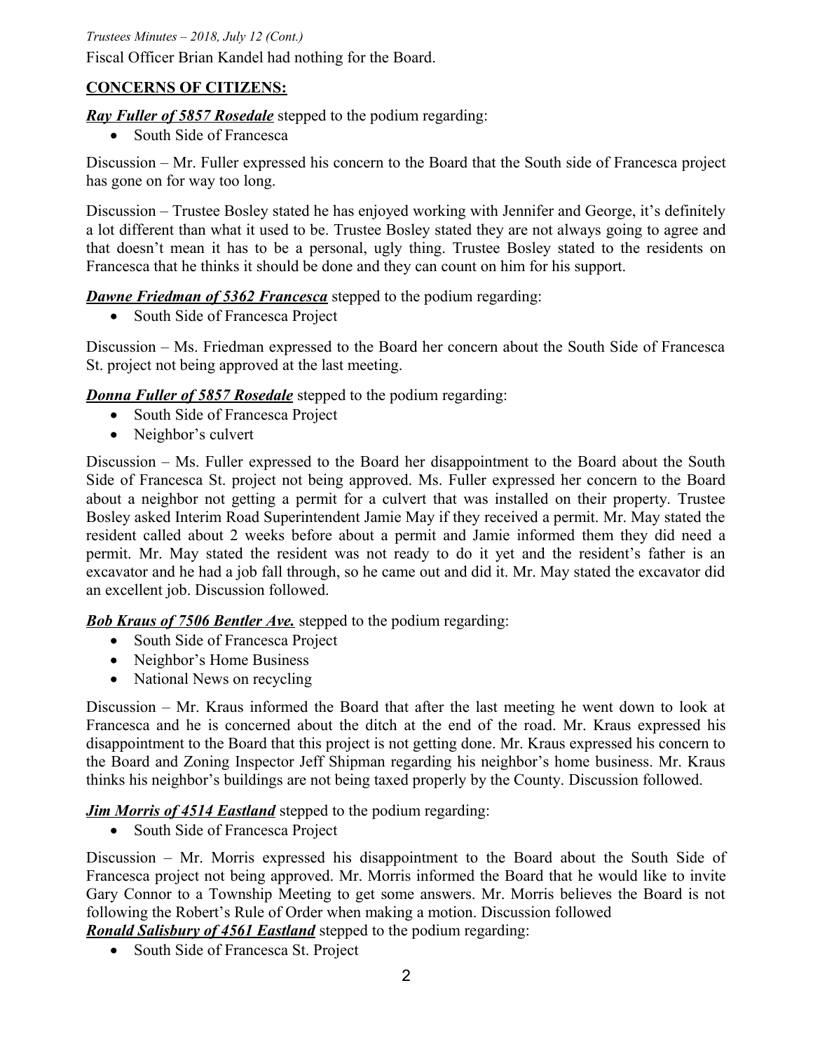Fiscal Officer Brian Kandel had nothing for the Board.

## CONCERNS OF CITIZENS:

***Ray Fuller of 5857 Rosedale*** stepped to the podium regarding:

- South Side of Francesca

Discussion – Mr. Fuller expressed his concern to the Board that the South side of Francesca project has gone on for way too long.

Discussion – Trustee Bosley stated he has enjoyed working with Jennifer and George, it's definitely a lot different than what it used to be. Trustee Bosley stated they are not always going to agree and that doesn't mean it has to be a personal, ugly thing. Trustee Bosley stated to the residents on Francesca that he thinks it should be done and they can count on him for his support.

***Dawne Friedman of 5362 Francesca*** stepped to the podium regarding:

- South Side of Francesca Project

Discussion – Ms. Friedman expressed to the Board her concern about the South Side of Francesca St. project not being approved at the last meeting.

***Donna Fuller of 5857 Rosedale*** stepped to the podium regarding:

- South Side of Francesca Project
- Neighbor's culvert

Discussion – Ms. Fuller expressed to the Board her disappointment to the Board about the South Side of Francesca St. project not being approved. Ms. Fuller expressed her concern to the Board about a neighbor not getting a permit for a culvert that was installed on their property. Trustee Bosley asked Interim Road Superintendent Jamie May if they received a permit. Mr. May stated the resident called about 2 weeks before about a permit and Jamie informed them they did need a permit. Mr. May stated the resident was not ready to do it yet and the resident's father is an excavator and he had a job fall through, so he came out and did it. Mr. May stated the excavator did an excellent job. Discussion followed.

***Bob Kraus of 7506 Bentler Ave.*** stepped to the podium regarding:

- South Side of Francesca Project
- Neighbor's Home Business
- National News on recycling

Discussion – Mr. Kraus informed the Board that after the last meeting he went down to look at Francesca and he is concerned about the ditch at the end of the road. Mr. Kraus expressed his disappointment to the Board that this project is not getting done. Mr. Kraus expressed his concern to the Board and Zoning Inspector Jeff Shipman regarding his neighbor's home business. Mr. Kraus thinks his neighbor's buildings are not being taxed properly by the County. Discussion followed.

***Jim Morris of 4514 Eastland*** stepped to the podium regarding:

- South Side of Francesca Project

Discussion – Mr. Morris expressed his disappointment to the Board about the South Side of Francesca project not being approved. Mr. Morris informed the Board that he would like to invite Gary Connor to a Township Meeting to get some answers. Mr. Morris believes the Board is not following the Robert's Rule of Order when making a motion. Discussion followed

***Ronald Salisbury of 4561 Eastland*** stepped to the podium regarding:

- South Side of Francesca St. Project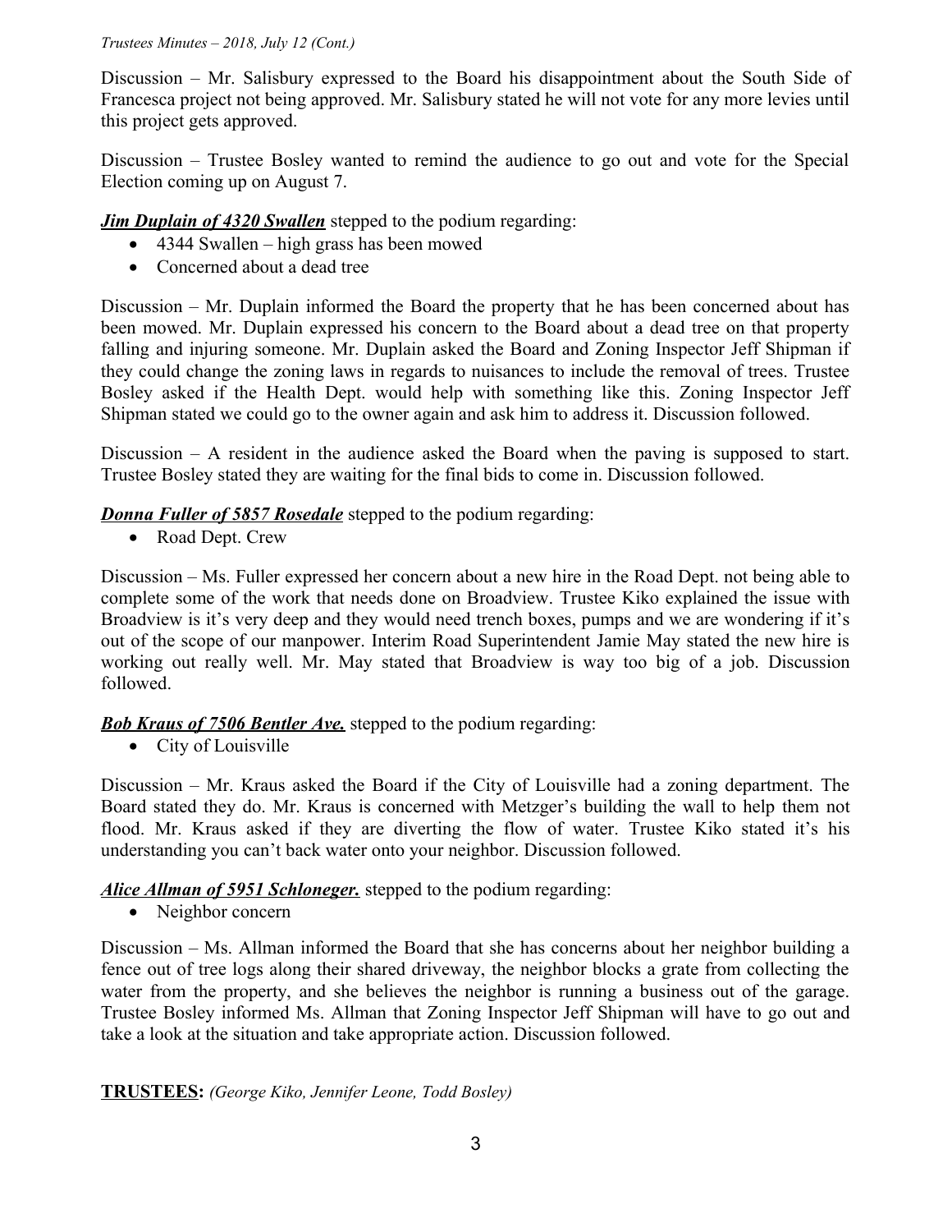Discussion – Mr. Salisbury expressed to the Board his disappointment about the South Side of Francesca project not being approved. Mr. Salisbury stated he will not vote for any more levies until this project gets approved.

Discussion – Trustee Bosley wanted to remind the audience to go out and vote for the Special Election coming up on August 7.

***Jim Duplain of 4320 Swallen*** stepped to the podium regarding:

- 4344 Swallen – high grass has been mowed
- Concerned about a dead tree

Discussion – Mr. Duplain informed the Board the property that he has been concerned about has been mowed. Mr. Duplain expressed his concern to the Board about a dead tree on that property falling and injuring someone. Mr. Duplain asked the Board and Zoning Inspector Jeff Shipman if they could change the zoning laws in regards to nuisances to include the removal of trees. Trustee Bosley asked if the Health Dept. would help with something like this. Zoning Inspector Jeff Shipman stated we could go to the owner again and ask him to address it. Discussion followed.

Discussion – A resident in the audience asked the Board when the paving is supposed to start. Trustee Bosley stated they are waiting for the final bids to come in. Discussion followed.

***Donna Fuller of 5857 Rosedale*** stepped to the podium regarding:

- Road Dept. Crew

Discussion – Ms. Fuller expressed her concern about a new hire in the Road Dept. not being able to complete some of the work that needs done on Broadview. Trustee Kiko explained the issue with Broadview is it's very deep and they would need trench boxes, pumps and we are wondering if it's out of the scope of our manpower. Interim Road Superintendent Jamie May stated the new hire is working out really well. Mr. May stated that Broadview is way too big of a job. Discussion followed.

***Bob Kraus of 7506 Bentler Ave.*** stepped to the podium regarding:

- City of Louisville

Discussion – Mr. Kraus asked the Board if the City of Louisville had a zoning department. The Board stated they do. Mr. Kraus is concerned with Metzger's building the wall to help them not flood. Mr. Kraus asked if they are diverting the flow of water. Trustee Kiko stated it's his understanding you can't back water onto your neighbor. Discussion followed.

***Alice Allman of 5951 Schloneger.*** stepped to the podium regarding:

- Neighbor concern

Discussion – Ms. Allman informed the Board that she has concerns about her neighbor building a fence out of tree logs along their shared driveway, the neighbor blocks a grate from collecting the water from the property, and she believes the neighbor is running a business out of the garage. Trustee Bosley informed Ms. Allman that Zoning Inspector Jeff Shipman will have to go out and take a look at the situation and take appropriate action. Discussion followed.

**TRUSTEES:** *(George Kiko, Jennifer Leone, Todd Bosley)*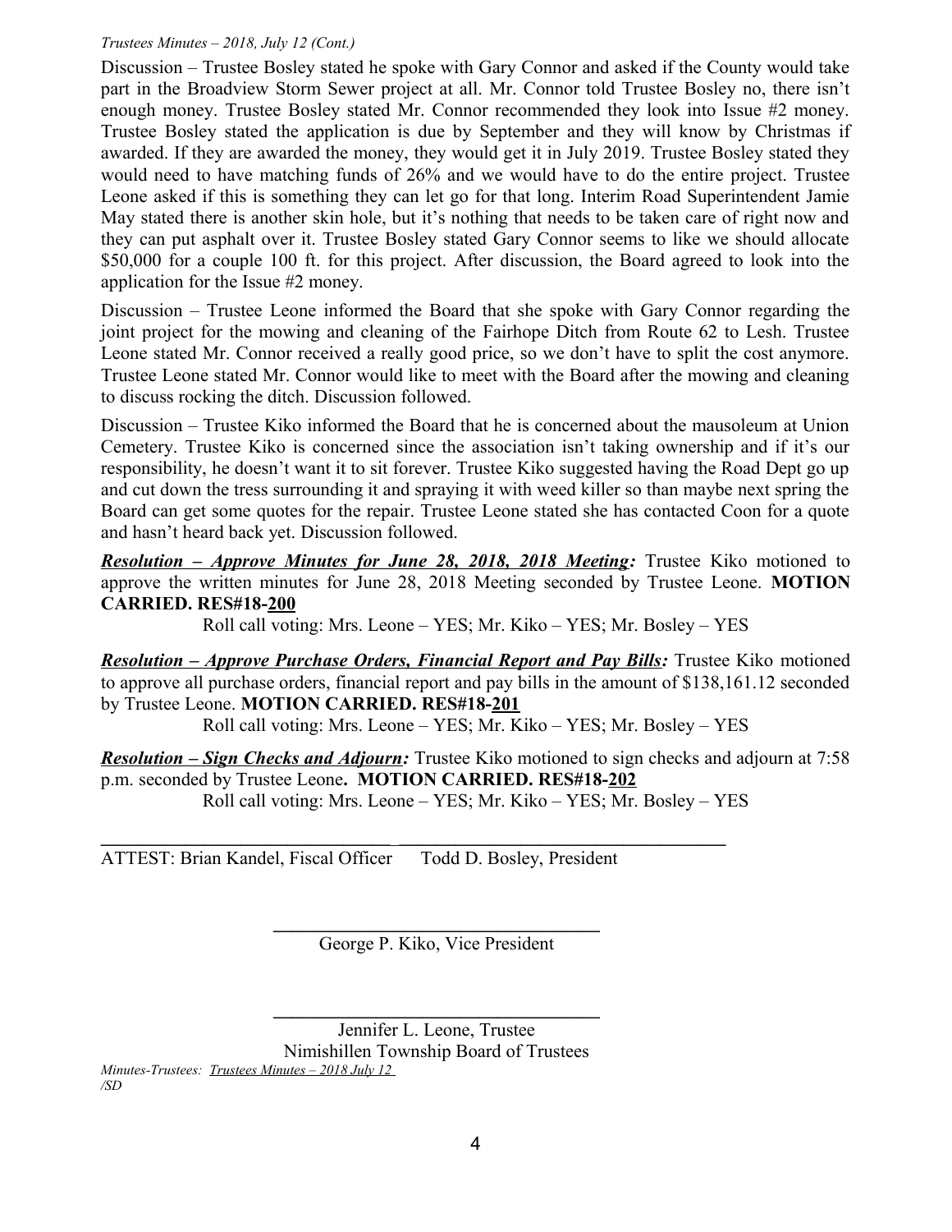Discussion – Trustee Bosley stated he spoke with Gary Connor and asked if the County would take part in the Broadview Storm Sewer project at all. Mr. Connor told Trustee Bosley no, there isn't enough money. Trustee Bosley stated Mr. Connor recommended they look into Issue #2 money. Trustee Bosley stated the application is due by September and they will know by Christmas if awarded. If they are awarded the money, they would get it in July 2019. Trustee Bosley stated they would need to have matching funds of 26% and we would have to do the entire project. Trustee Leone asked if this is something they can let go for that long. Interim Road Superintendent Jamie May stated there is another skin hole, but it's nothing that needs to be taken care of right now and they can put asphalt over it. Trustee Bosley stated Gary Connor seems to like we should allocate $50,000 for a couple 100 ft. for this project. After discussion, the Board agreed to look into the application for the Issue #2 money.

Discussion – Trustee Leone informed the Board that she spoke with Gary Connor regarding the joint project for the mowing and cleaning of the Fairhope Ditch from Route 62 to Lesh. Trustee Leone stated Mr. Connor received a really good price, so we don't have to split the cost anymore. Trustee Leone stated Mr. Connor would like to meet with the Board after the mowing and cleaning to discuss rocking the ditch. Discussion followed.

Discussion – Trustee Kiko informed the Board that he is concerned about the mausoleum at Union Cemetery. Trustee Kiko is concerned since the association isn't taking ownership and if it's our responsibility, he doesn't want it to sit forever. Trustee Kiko suggested having the Road Dept go up and cut down the tress surrounding it and spraying it with weed killer so than maybe next spring the Board can get some quotes for the repair. Trustee Leone stated she has contacted Coon for a quote and hasn't heard back yet. Discussion followed.

***Resolution – Approve Minutes for June 28, 2018, 2018 Meeting:*** Trustee Kiko motioned to approve the written minutes for June 28, 2018 Meeting seconded by Trustee Leone. **MOTION CARRIED. RES#18-200**

Roll call voting: Mrs. Leone – YES; Mr. Kiko – YES; Mr. Bosley – YES

***Resolution – Approve Purchase Orders, Financial Report and Pay Bills:*** Trustee Kiko motioned to approve all purchase orders, financial report and pay bills in the amount of $138,161.12 seconded by Trustee Leone. **MOTION CARRIED. RES#18-201**

Roll call voting: Mrs. Leone – YES; Mr. Kiko – YES; Mr. Bosley – YES

***Resolution – Sign Checks and Adjourn:*** Trustee Kiko motioned to sign checks and adjourn at 7:58 p.m. seconded by Trustee Leone**. MOTION CARRIED. RES#18-202**

Roll call voting: Mrs. Leone – YES; Mr. Kiko – YES; Mr. Bosley – YES

ATTEST: Brian Kandel, Fiscal Officer      Todd D. Bosley, President

George P. Kiko, Vice President

Jennifer L. Leone, Trustee
Nimishillen Township Board of Trustees

*Minutes-Trustees: Trustees Minutes – 2018 July 12*
*/SD*